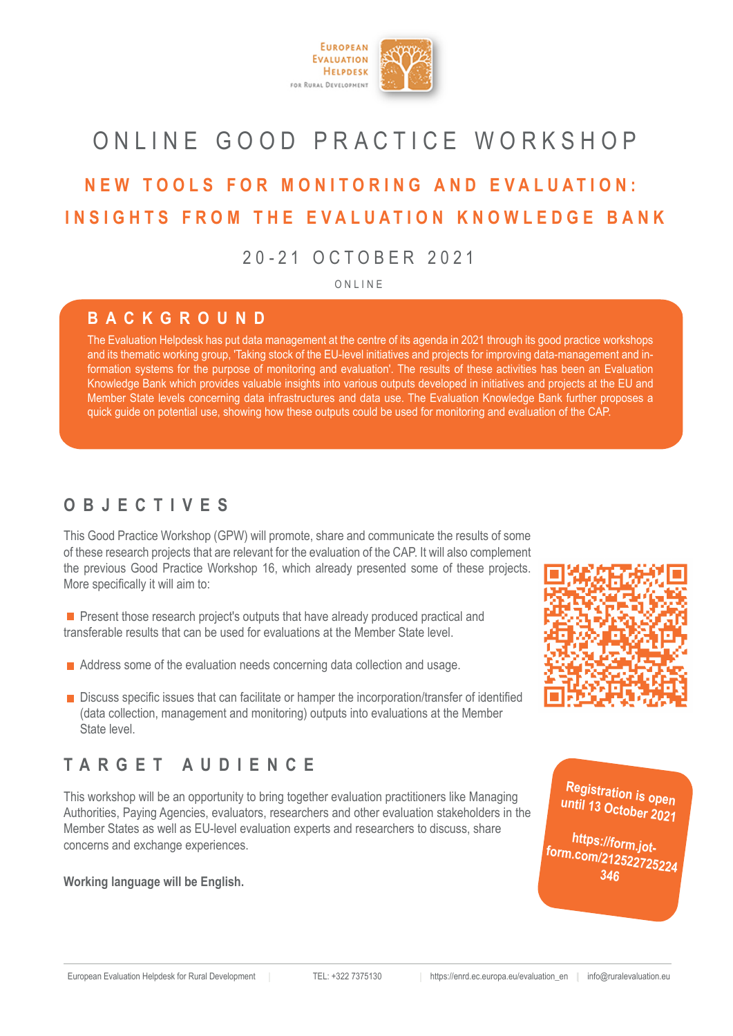European Evaluation Helpdesk for Rural Development

# ONLINE GOOD PRACTICE WORKSHOP

## NEW TOOLS FOR MONITORING AND EVALUATION: INSIGHTS FROM THE EVALUATION KNOWLEDGE BANK

20-21 OCTOBER 2021

ONLINE

## BACKGROUND

The Evaluation Helpdesk has put data management at the centre of its agenda in 2021 through its good practice workshops and its thematic working group, 'Taking stock of the EU-level initiatives and projects for improving data-management and information systems for the purpose of monitoring and evaluation'. The results of these activities has been an Evaluation Knowledge Bank which provides valuable insights into various outputs developed in initiatives and projects at the EU and Member State levels concerning data infrastructures and data use. The Evaluation Knowledge Bank further proposes a quick guide on potential use, showing how these outputs could be used for monitoring and evaluation of the CAP.

## OBJECTIVES

This Good Practice Workshop (GPW) will promote, share and communicate the results of some of these research projects that are relevant for the evaluation of the CAP. It will also complement the previous Good Practice Workshop 16, which already presented some of these projects. More specifically it will aim to:

- Present those research project's outputs that have already produced practical and transferable results that can be used for evaluations at the Member State level.
- Address some of the evaluation needs concerning data collection and usage.
- Discuss specific issues that can facilitate or hamper the incorporation/transfer of identified (data collection, management and monitoring) outputs into evaluations at the Member State level.

## TARGET AUDIENCE

This workshop will be an opportunity to bring together evaluation practitioners like Managing Authorities, Paying Agencies, evaluators, researchers and other evaluation stakeholders in the Member States as well as EU-level evaluation experts and researchers to discuss, share concerns and exchange experiences.

**Working language will be English.**

**Registration is open until 13 October 2021**

**https://form.jotform.com/212522725224346**

European Evaluation Helpdesk for Rural Development | TEL: +322 7375130 | https://enrd.ec.europa.eu/evaluation_en | info@ruralevaluation.eu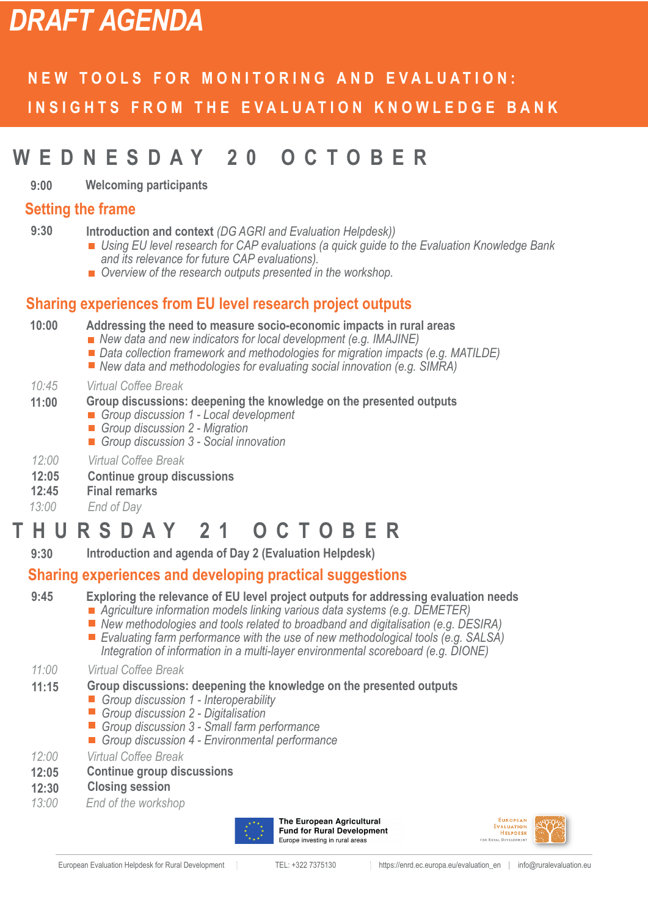# DRAFT AGENDA

## NEW TOOLS FOR MONITORING AND EVALUATION: INSIGHTS FROM THE EVALUATION KNOWLEDGE BANK

## WEDNESDAY 20 OCTOBER

**9:00** **Welcoming participants**

### Setting the frame

**9:30** **Introduction and context** *(DG AGRI and Evaluation Helpdesk))*

- *Using EU level research for CAP evaluations (a quick guide to the Evaluation Knowledge Bank and its relevance for future CAP evaluations).*
- *Overview of the research outputs presented in the workshop.*

### Sharing experiences from EU level research project outputs

**10:00** **Addressing the need to measure socio-economic impacts in rural areas**

- *New data and new indicators for local development (e.g. IMAJINE)*
- *Data collection framework and methodologies for migration impacts (e.g. MATILDE)*
- *New data and methodologies for evaluating social innovation (e.g. SIMRA)*

*10:45* *Virtual Coffee Break*

**11:00** **Group discussions: deepening the knowledge on the presented outputs**

- *Group discussion 1 - Local development*
- *Group discussion 2 - Migration*
- *Group discussion 3 - Social innovation*

*12:00* *Virtual Coffee Break*

**12:05** **Continue group discussions**

**12:45** **Final remarks**

*13:00* *End of Day*

## THURSDAY 21 OCTOBER

**9:30** **Introduction and agenda of Day 2 (Evaluation Helpdesk)**

### Sharing experiences and developing practical suggestions

**9:45** **Exploring the relevance of EU level project outputs for addressing evaluation needs**

- *Agriculture information models linking various data systems (e.g. DEMETER)*
- *New methodologies and tools related to broadband and digitalisation (e.g. DESIRA)*
- *Evaluating farm performance with the use of new methodological tools (e.g. SALSA)*
  *Integration of information in a multi-layer environmental scoreboard (e.g. DIONE)*

*11:00* *Virtual Coffee Break*

**11:15** **Group discussions: deepening the knowledge on the presented outputs**

- *Group discussion 1 - Interoperability*
- *Group discussion 2 - Digitalisation*
- *Group discussion 3 - Small farm performance*
- *Group discussion 4 - Environmental performance*

*12:00* *Virtual Coffee Break*

**12:05** **Continue group discussions**

**12:30** **Closing session**

*13:00* *End of the workshop*

The European Agricultural Fund for Rural Development
Europe investing in rural areas

European Evaluation Helpdesk for Rural Development

European Evaluation Helpdesk for Rural Development | TEL: +322 7375130 | https://enrd.ec.europa.eu/evaluation_en | info@ruralevaluation.eu